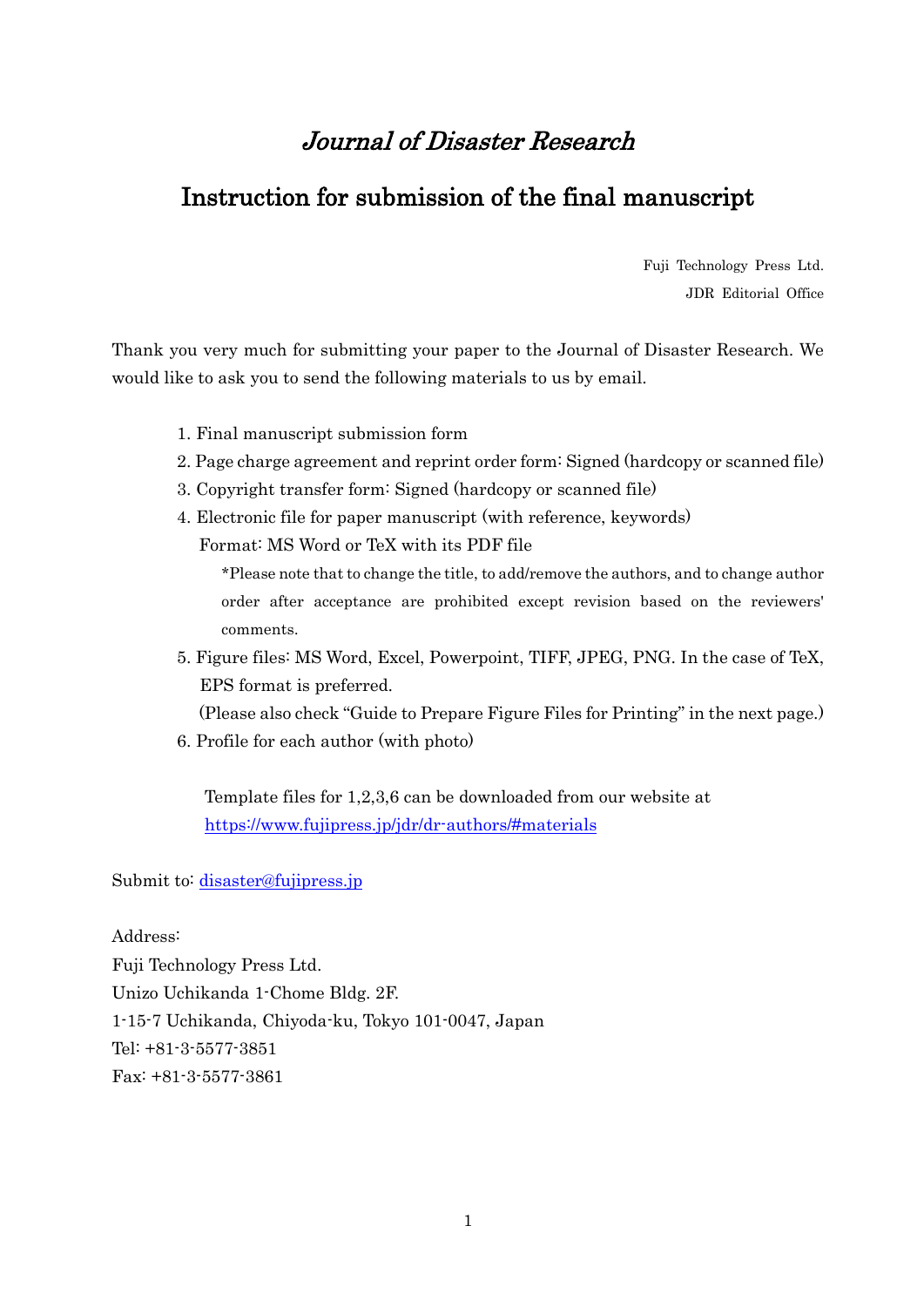# *Journal of Disaster Research*

## Instruction for submission of the final manuscript

Fuji Technology Press Ltd.
JDR Editorial Office

Thank you very much for submitting your paper to the Journal of Disaster Research. We would like to ask you to send the following materials to us by email.

1. Final manuscript submission form
2. Page charge agreement and reprint order form: Signed (hardcopy or scanned file)
3. Copyright transfer form: Signed (hardcopy or scanned file)
4. Electronic file for paper manuscript (with reference, keywords)
   Format: MS Word or TeX with its PDF file
   *Please note that to change the title, to add/remove the authors, and to change author order after acceptance are prohibited except revision based on the reviewers' comments.
5. Figure files: MS Word, Excel, Powerpoint, TIFF, JPEG, PNG. In the case of TeX, EPS format is preferred.
   (Please also check "Guide to Prepare Figure Files for Printing" in the next page.)
6. Profile for each author (with photo)

Template files for 1,2,3,6 can be downloaded from our website at
https://www.fujipress.jp/jdr/dr-authors/#materials

Submit to: disaster@fujipress.jp

Address:
Fuji Technology Press Ltd.
Unizo Uchikanda 1-Chome Bldg. 2F.
1-15-7 Uchikanda, Chiyoda-ku, Tokyo 101-0047, Japan
Tel: +81-3-5577-3851
Fax: +81-3-5577-3861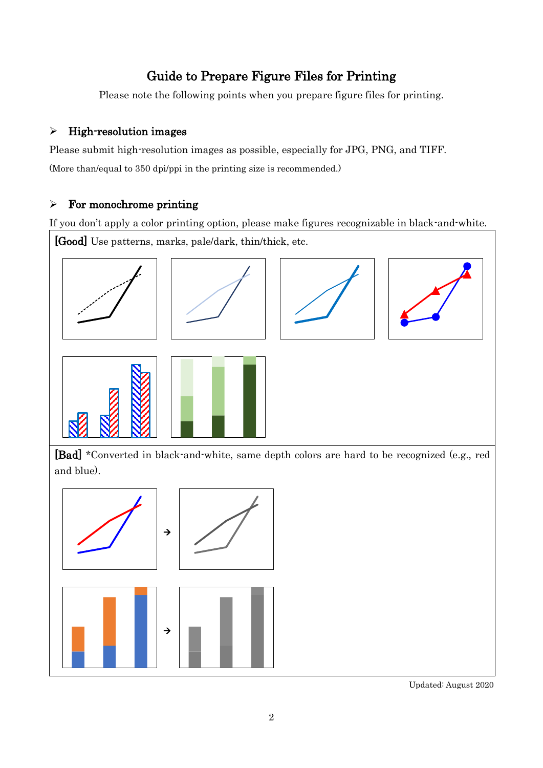# Guide to Prepare Figure Files for Printing

Please note the following points when you prepare figure files for printing.

## ➢ High-resolution images

Please submit high-resolution images as possible, especially for JPG, PNG, and TIFF.

(More than/equal to 350 dpi/ppi in the printing size is recommended.)

## ➢ For monochrome printing

If you don't apply a color printing option, please make figures recognizable in black-and-white.

[Good] Use patterns, marks, pale/dark, thin/thick, etc.

[Bad] *Converted in black-and-white, same depth colors are hard to be recognized (e.g., red and blue).

→

→

Updated: August 2020